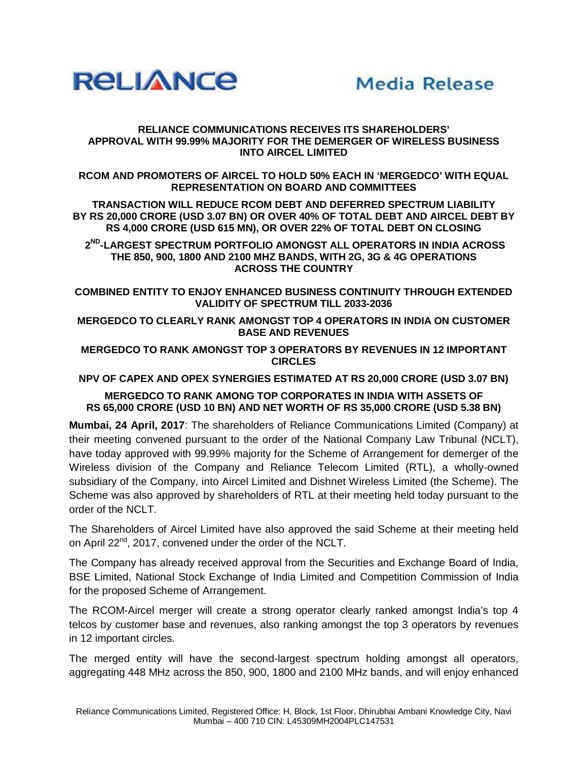**RELIANCE** **Media Release**

**RELIANCE COMMUNICATIONS RECEIVES ITS SHAREHOLDERS' APPROVAL WITH 99.99% MAJORITY FOR THE DEMERGER OF WIRELESS BUSINESS INTO AIRCEL LIMITED**

**RCOM AND PROMOTERS OF AIRCEL TO HOLD 50% EACH IN 'MERGEDCO' WITH EQUAL REPRESENTATION ON BOARD AND COMMITTEES**

**TRANSACTION WILL REDUCE RCOM DEBT AND DEFERRED SPECTRUM LIABILITY BY RS 20,000 CRORE (USD 3.07 BN) OR OVER 40% OF TOTAL DEBT AND AIRCEL DEBT BY RS 4,000 CRORE (USD 615 MN), OR OVER 22% OF TOTAL DEBT ON CLOSING**

**2ND-LARGEST SPECTRUM PORTFOLIO AMONGST ALL OPERATORS IN INDIA ACROSS THE 850, 900, 1800 AND 2100 MHZ BANDS, WITH 2G, 3G & 4G OPERATIONS ACROSS THE COUNTRY**

**COMBINED ENTITY TO ENJOY ENHANCED BUSINESS CONTINUITY THROUGH EXTENDED VALIDITY OF SPECTRUM TILL 2033-2036**

**MERGEDCO TO CLEARLY RANK AMONGST TOP 4 OPERATORS IN INDIA ON CUSTOMER BASE AND REVENUES**

**MERGEDCO TO RANK AMONGST TOP 3 OPERATORS BY REVENUES IN 12 IMPORTANT CIRCLES**

**NPV OF CAPEX AND OPEX SYNERGIES ESTIMATED AT RS 20,000 CRORE (USD 3.07 BN)**

**MERGEDCO TO RANK AMONG TOP CORPORATES IN INDIA WITH ASSETS OF RS 65,000 CRORE (USD 10 BN) AND NET WORTH OF RS 35,000 CRORE (USD 5.38 BN)**

**Mumbai, 24 April, 2017**: The shareholders of Reliance Communications Limited (Company) at their meeting convened pursuant to the order of the National Company Law Tribunal (NCLT), have today approved with 99.99% majority for the Scheme of Arrangement for demerger of the Wireless division of the Company and Reliance Telecom Limited (RTL), a wholly-owned subsidiary of the Company, into Aircel Limited and Dishnet Wireless Limited (the Scheme). The Scheme was also approved by shareholders of RTL at their meeting held today pursuant to the order of the NCLT.

The Shareholders of Aircel Limited have also approved the said Scheme at their meeting held on April 22nd, 2017, convened under the order of the NCLT.

The Company has already received approval from the Securities and Exchange Board of India, BSE Limited, National Stock Exchange of India Limited and Competition Commission of India for the proposed Scheme of Arrangement.

The RCOM-Aircel merger will create a strong operator clearly ranked amongst India's top 4 telcos by customer base and revenues, also ranking amongst the top 3 operators by revenues in 12 important circles.

The merged entity will have the second-largest spectrum holding amongst all operators, aggregating 448 MHz across the 850, 900, 1800 and 2100 MHz bands, and will enjoy enhanced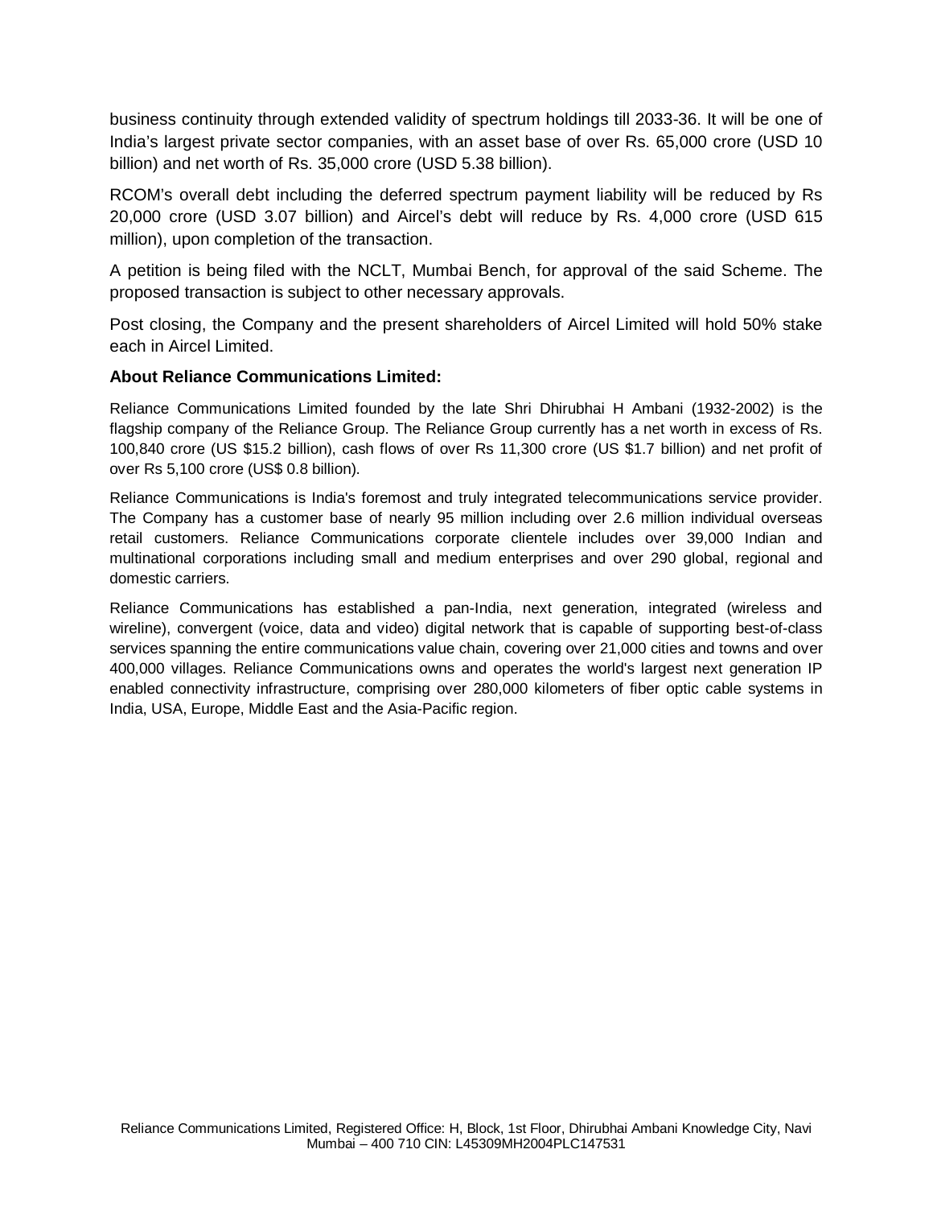business continuity through extended validity of spectrum holdings till 2033-36. It will be one of India's largest private sector companies, with an asset base of over Rs. 65,000 crore (USD 10 billion) and net worth of Rs. 35,000 crore (USD 5.38 billion).

RCOM's overall debt including the deferred spectrum payment liability will be reduced by Rs 20,000 crore (USD 3.07 billion) and Aircel's debt will reduce by Rs. 4,000 crore (USD 615 million), upon completion of the transaction.

A petition is being filed with the NCLT, Mumbai Bench, for approval of the said Scheme. The proposed transaction is subject to other necessary approvals.

Post closing, the Company and the present shareholders of Aircel Limited will hold 50% stake each in Aircel Limited.

**About Reliance Communications Limited:**

Reliance Communications Limited founded by the late Shri Dhirubhai H Ambani (1932-2002) is the flagship company of the Reliance Group. The Reliance Group currently has a net worth in excess of Rs. 100,840 crore (US $15.2 billion), cash flows of over Rs 11,300 crore (US $1.7 billion) and net profit of over Rs 5,100 crore (US$ 0.8 billion).

Reliance Communications is India's foremost and truly integrated telecommunications service provider. The Company has a customer base of nearly 95 million including over 2.6 million individual overseas retail customers. Reliance Communications corporate clientele includes over 39,000 Indian and multinational corporations including small and medium enterprises and over 290 global, regional and domestic carriers.

Reliance Communications has established a pan-India, next generation, integrated (wireless and wireline), convergent (voice, data and video) digital network that is capable of supporting best-of-class services spanning the entire communications value chain, covering over 21,000 cities and towns and over 400,000 villages. Reliance Communications owns and operates the world's largest next generation IP enabled connectivity infrastructure, comprising over 280,000 kilometers of fiber optic cable systems in India, USA, Europe, Middle East and the Asia-Pacific region.